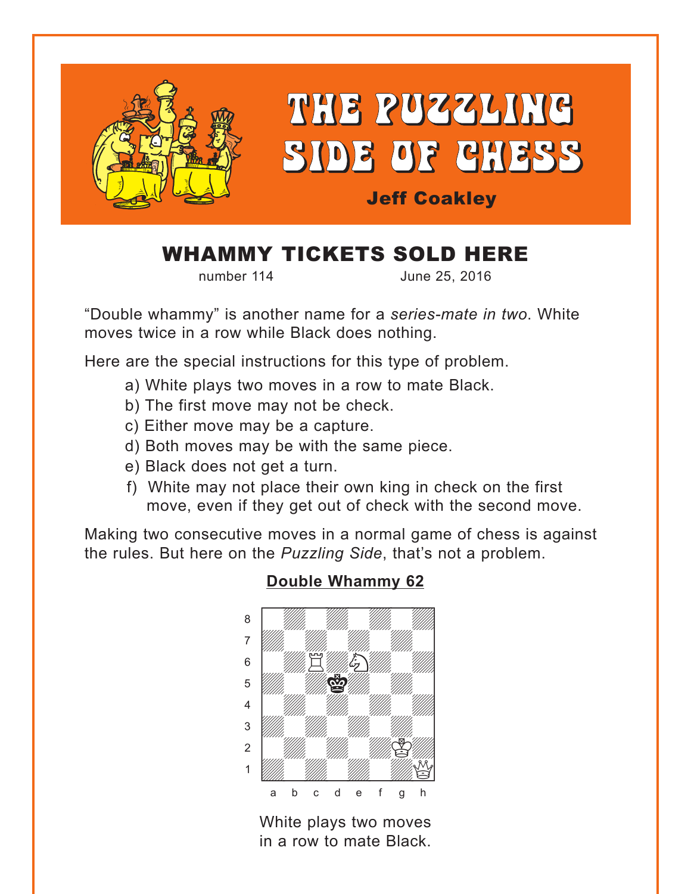# THE PUZZLING SIDE OF CHESS

**Jeff Coakley**

## WHAMMY TICKETS SOLD HERE

number 114 June 25, 2016

"Double whammy" is another name for a *series-mate in two*. White moves twice in a row while Black does nothing.

Here are the special instructions for this type of problem.

a) White plays two moves in a row to mate Black.
b) The first move may not be check.
c) Either move may be a capture.
d) Both moves may be with the same piece.
e) Black does not get a turn.
f) White may not place their own king in check on the first move, even if they get out of check with the second move.

Making two consecutive moves in a normal game of chess is against the rules. But here on the *Puzzling Side*, that's not a problem.

**Double Whammy 62**

White plays two moves in a row to mate Black.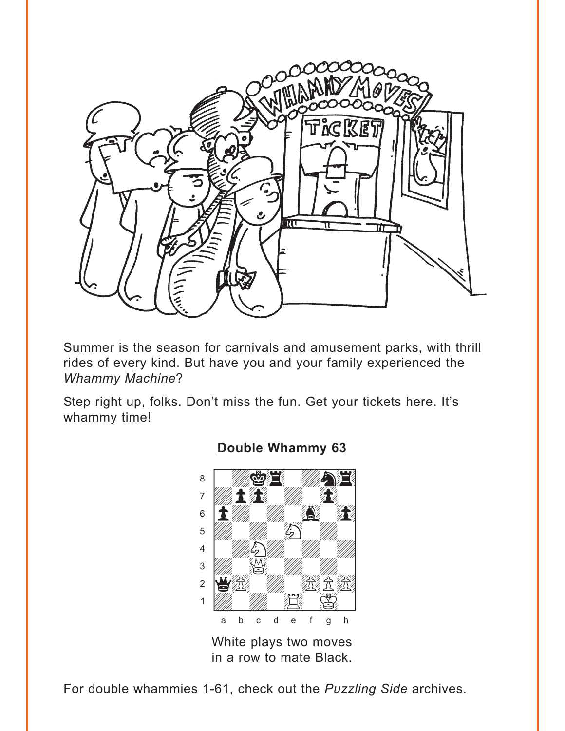Summer is the season for carnivals and amusement parks, with thrill rides of every kind. But have you and your family experienced the *Whammy Machine*?

Step right up, folks. Don't miss the fun. Get your tickets here. It's whammy time!

## Double Whammy 63

White plays two moves in a row to mate Black.

For double whammies 1-61, check out the *Puzzling Side* archives.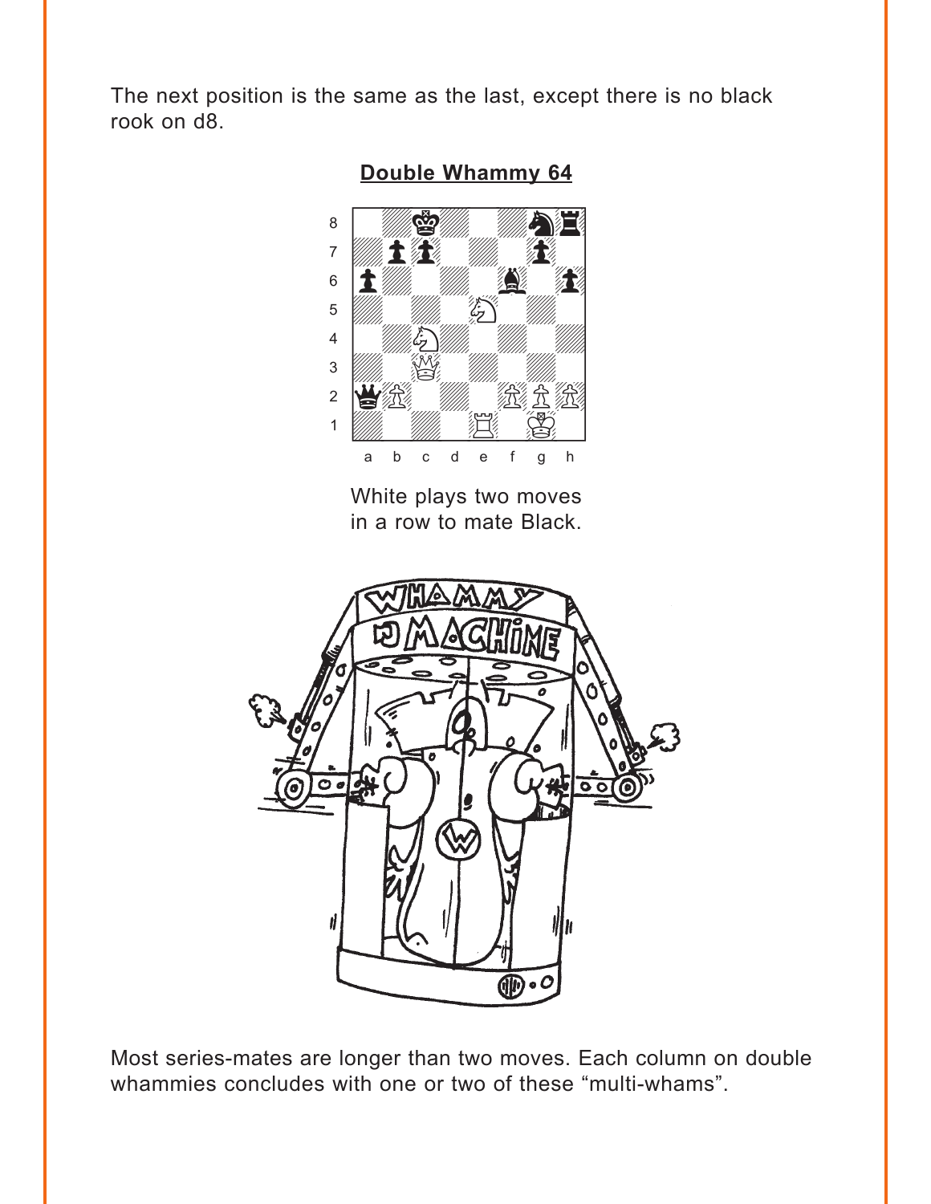The next position is the same as the last, except there is no black rook on d8.

**Double Whammy 64**

White plays two moves in a row to mate Black.

Most series-mates are longer than two moves. Each column on double whammies concludes with one or two of these “multi-whams”.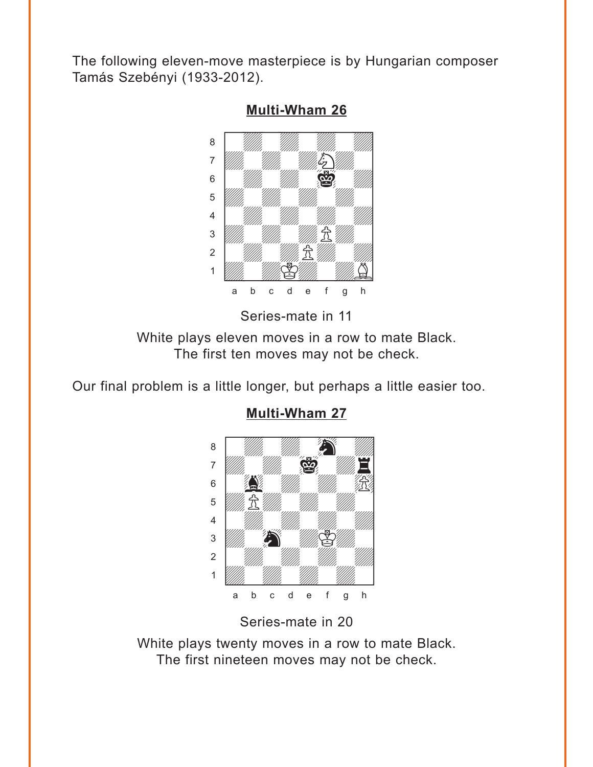The following eleven-move masterpiece is by Hungarian composer Tamás Szebényi (1933-2012).

**Multi-Wham 26**

Series-mate in 11

White plays eleven moves in a row to mate Black.
The first ten moves may not be check.

Our final problem is a little longer, but perhaps a little easier too.

**Multi-Wham 27**

Series-mate in 20

White plays twenty moves in a row to mate Black.
The first nineteen moves may not be check.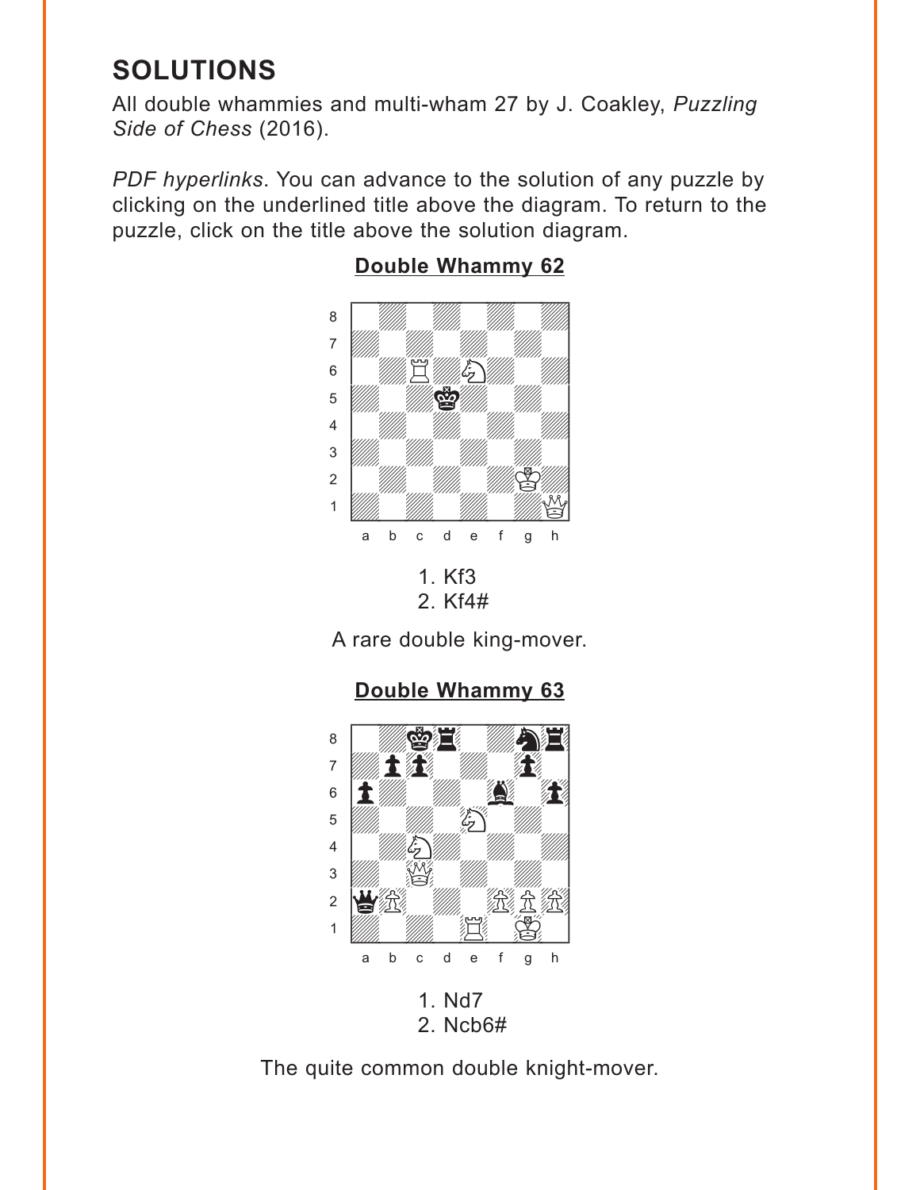# SOLUTIONS

All double whammies and multi-wham 27 by J. Coakley, *Puzzling Side of Chess* (2016).

*PDF hyperlinks*. You can advance to the solution of any puzzle by clicking on the underlined title above the diagram. To return to the puzzle, click on the title above the solution diagram.

## Double Whammy 62

1. Kf3
2. Kf4#

A rare double king-mover.

## Double Whammy 63

1. Nd7
2. Ncb6#

The quite common double knight-mover.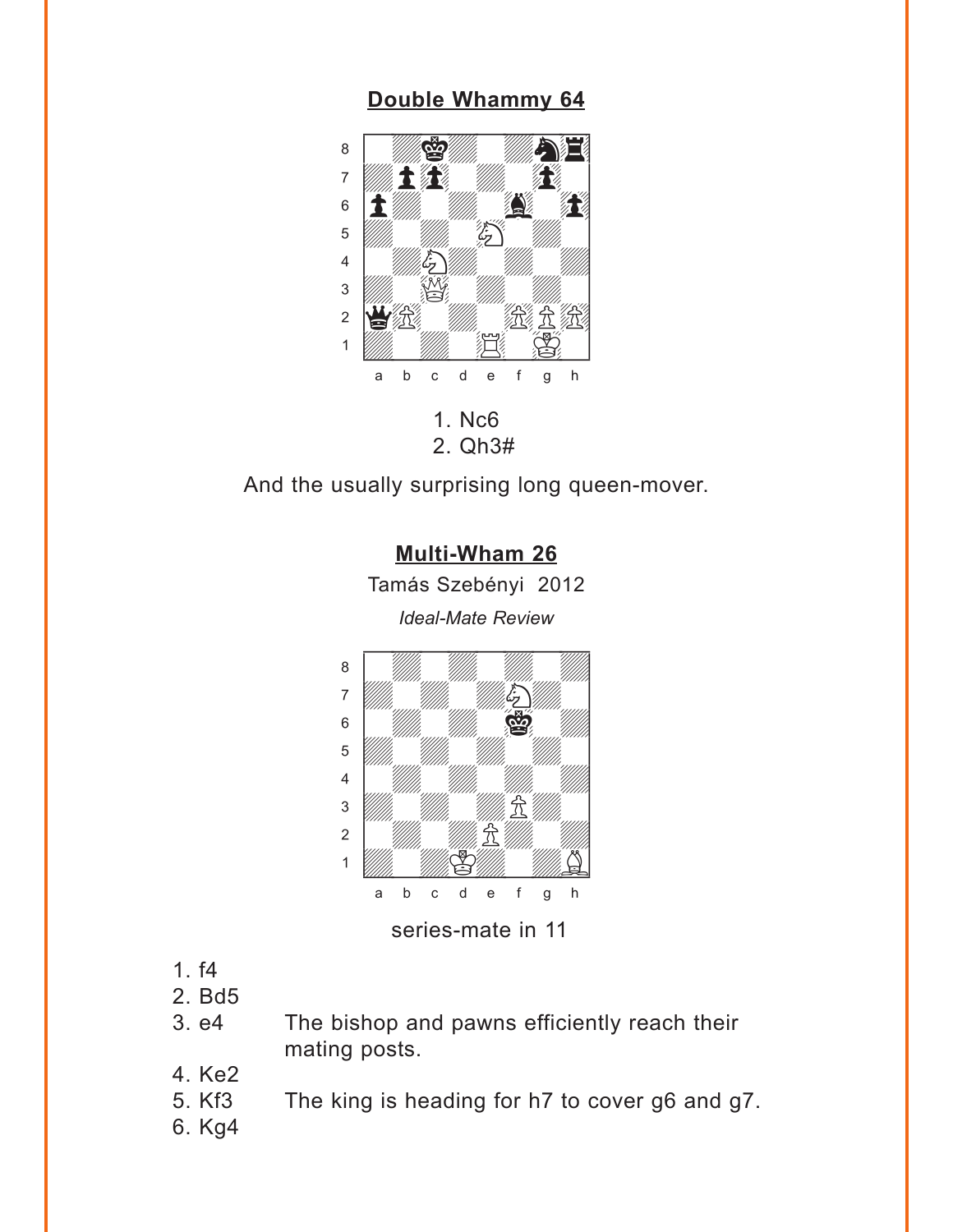## Double Whammy 64

1. Nc6
2. Qh3#

And the usually surprising long queen-mover.

## Multi-Wham 26

Tamás Szebényi 2012

*Ideal-Mate Review*

series-mate in 11

1. f4
2. Bd5
3. e4 — The bishop and pawns efficiently reach their mating posts.
4. Ke2
5. Kf3 — The king is heading for h7 to cover g6 and g7.
6. Kg4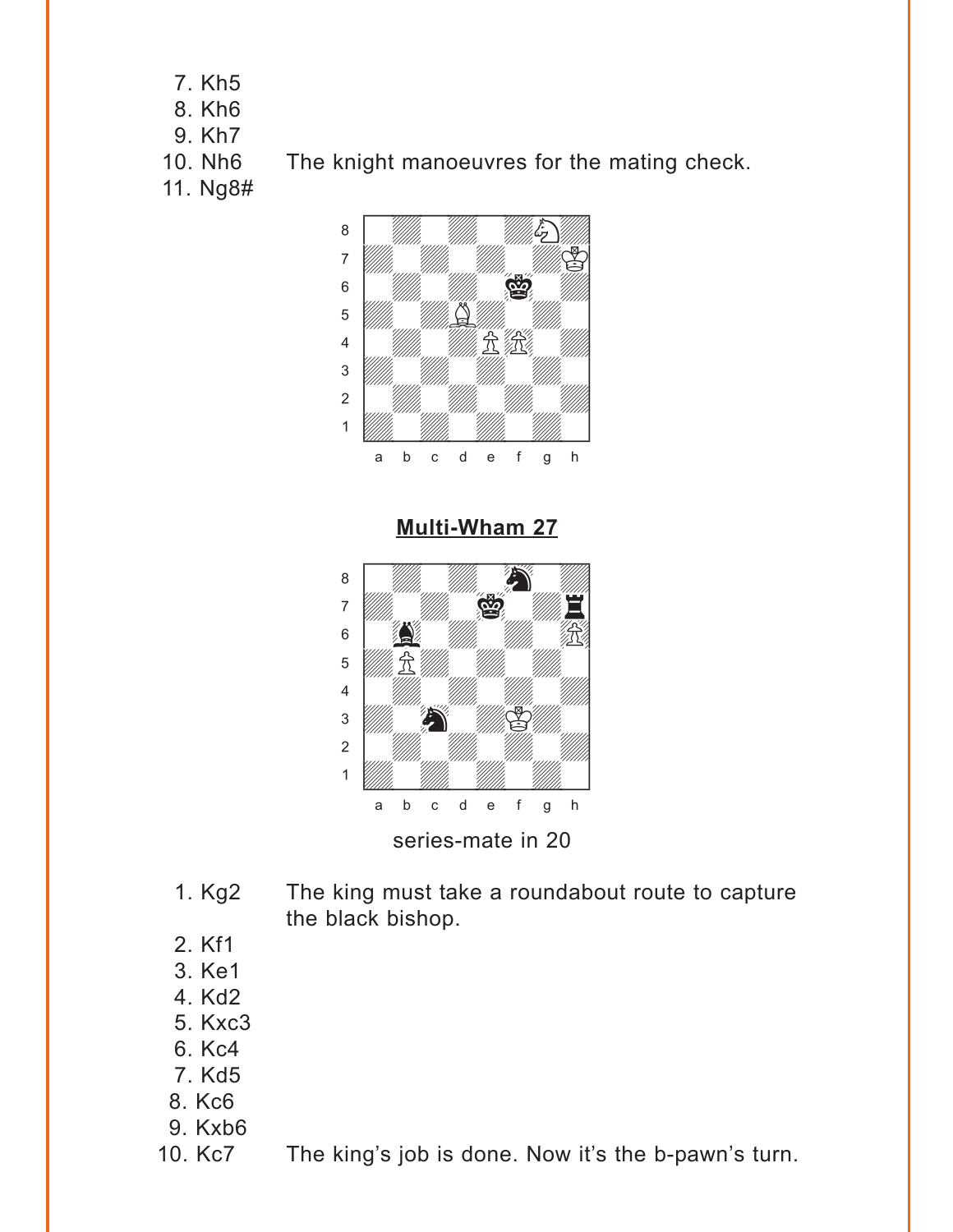7. Kh5
8. Kh6
9. Kh7
10. Nh6 The knight manoeuvres for the mating check.
11. Ng8#

## Multi-Wham 27

series-mate in 20

1. Kg2 The king must take a roundabout route to capture the black bishop.
2. Kf1
3. Ke1
4. Kd2
5. Kxc3
6. Kc4
7. Kd5
8. Kc6
9. Kxb6
10. Kc7 The king's job is done. Now it's the b-pawn's turn.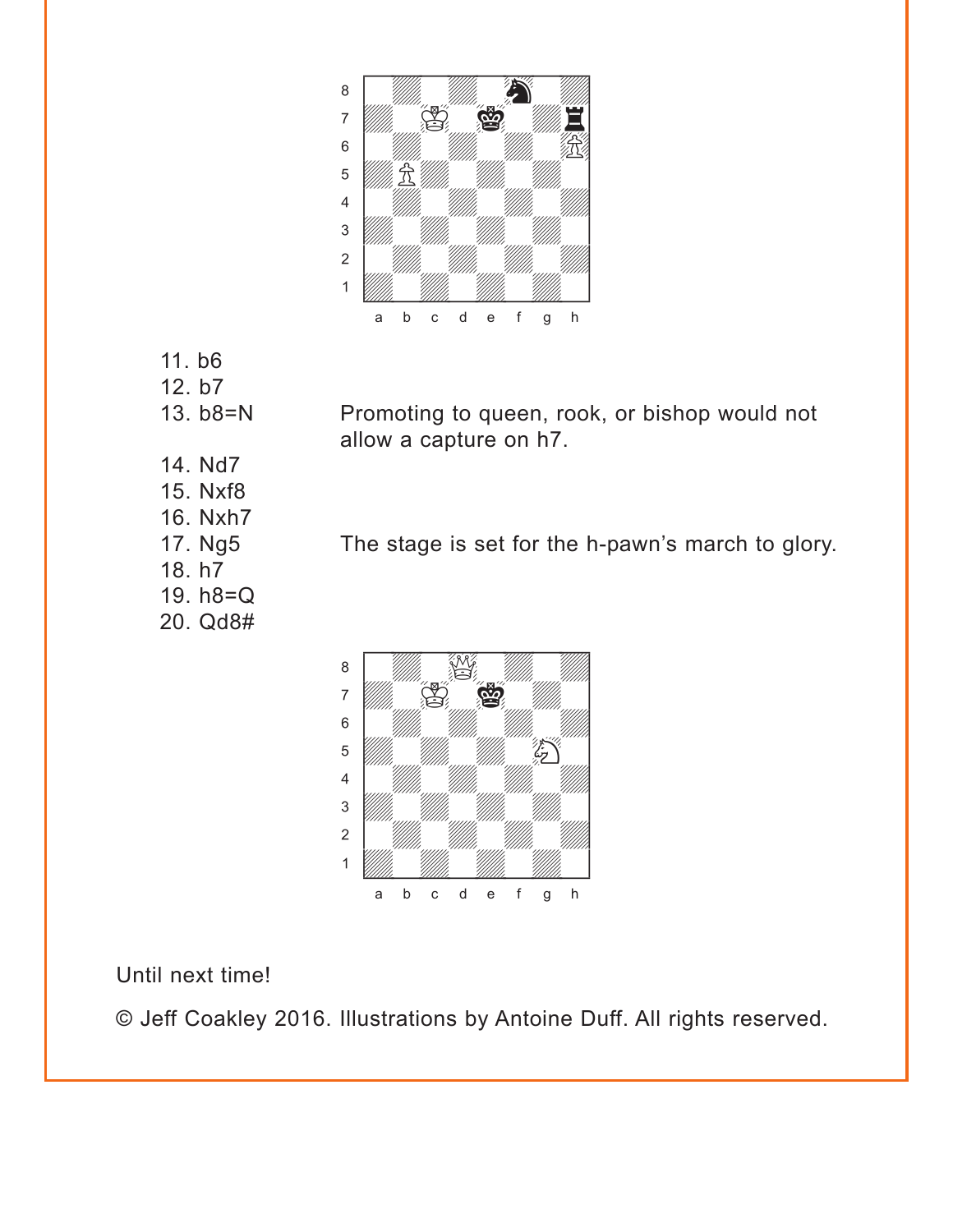11. b6
12. b7
13. b8=N — Promoting to queen, rook, or bishop would not allow a capture on h7.
14. Nd7
15. Nxf8
16. Nxh7
17. Ng5 — The stage is set for the h-pawn's march to glory.
18. h7
19. h8=Q
20. Qd8#

Until next time!

© Jeff Coakley 2016. Illustrations by Antoine Duff. All rights reserved.